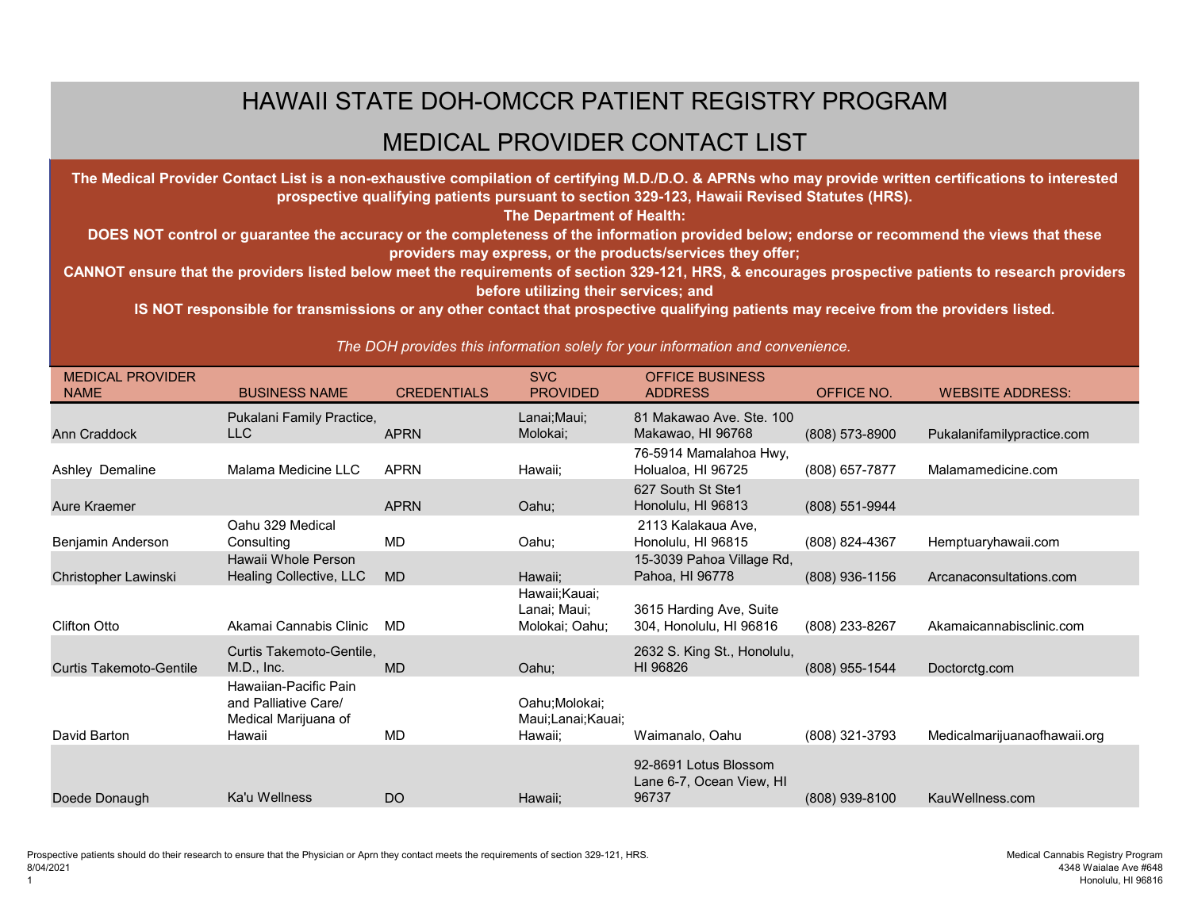# HAWAII STATE DOH-OMCCR PATIENT REGISTRY PROGRAM

## MEDICAL PROVIDER CONTACT LIST

**The Medical Provider Contact List is a non-exhaustive compilation of certifying M.D./D.O. & APRNs who may provide written certifications to interested prospective qualifying patients pursuant to section 329-123, Hawaii Revised Statutes (HRS).**

**The Department of Health:**

**DOES NOT control or guarantee the accuracy or the completeness of the information provided below; endorse or recommend the views that these providers may express, or the products/services they offer;**

**CANNOT ensure that the providers listed below meet the requirements of section 329-121, HRS, & encourages prospective patients to research providers before utilizing their services; and**

**IS NOT responsible for transmissions or any other contact that prospective qualifying patients may receive from the providers listed.**

*The DOH provides this information solely for your information and convenience.*

| MEDICAL PROVIDER NAME | BUSINESS NAME | CREDENTIALS | SVC PROVIDED | OFFICE BUSINESS ADDRESS | OFFICE NO. | WEBSITE ADDRESS: |
|---|---|---|---|---|---|---|
| Ann Craddock | Pukalani Family Practice, LLC | APRN | Lanai;Maui; Molokai; | 81 Makawao Ave. Ste. 100 Makawao, HI 96768 | (808) 573-8900 | Pukalanifamilypractice.com |
| Ashley Demaline | Malama Medicine LLC | APRN | Hawaii; | 76-5914 Mamalahoa Hwy, Holualoa, HI 96725 | (808) 657-7877 | Malamamedicine.com |
| Aure Kraemer | | APRN | Oahu; | 627 South St Ste1 Honolulu, HI 96813 | (808) 551-9944 | |
| Benjamin Anderson | Oahu 329 Medical Consulting | MD | Oahu; | 2113 Kalakaua Ave, Honolulu, HI 96815 | (808) 824-4367 | Hemptuaryhawaii.com |
| Christopher Lawinski | Hawaii Whole Person Healing Collective, LLC | MD | Hawaii; | 15-3039 Pahoa Village Rd, Pahoa, HI 96778 | (808) 936-1156 | Arcanaconsultations.com |
| Clifton Otto | Akamai Cannabis Clinic | MD | Hawaii;Kauai; Lanai; Maui; Molokai; Oahu; | 3615 Harding Ave, Suite 304, Honolulu, HI 96816 | (808) 233-8267 | Akamaicannabisclinic.com |
| Curtis Takemoto-Gentile | Curtis Takemoto-Gentile, M.D., Inc. | MD | Oahu; | 2632 S. King St., Honolulu, HI 96826 | (808) 955-1544 | Doctorctg.com |
| David Barton | Hawaiian-Pacific Pain and Palliative Care/ Medical Marijuana of Hawaii | MD | Oahu;Molokai; Maui;Lanai;Kauai; Hawaii; | Waimanalo, Oahu | (808) 321-3793 | Medicalmarijuanaofhawaii.org |
| Doede Donaugh | Ka'u Wellness | DO | Hawaii; | 92-8691 Lotus Blossom Lane 6-7, Ocean View, HI 96737 | (808) 939-8100 | KauWellness.com |

Prospective patients should do their research to ensure that the Physician or Aprn they contact meets the requirements of section 329-121, HRS.
8/04/2021

Medical Cannabis Registry Program
4348 Waialae Ave #648
Honolulu, HI 96816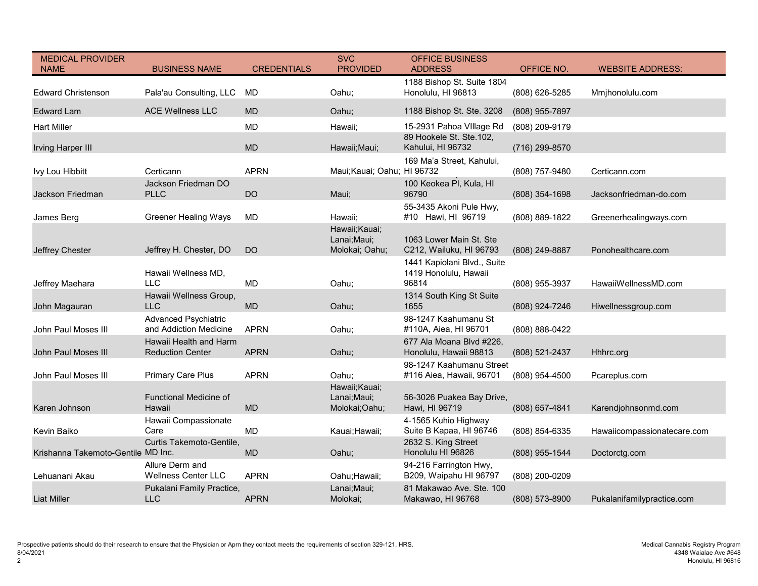| MEDICAL PROVIDER NAME | BUSINESS NAME | CREDENTIALS | SVC PROVIDED | OFFICE BUSINESS ADDRESS | OFFICE NO. | WEBSITE ADDRESS: |
|---|---|---|---|---|---|---|
| Edward Christenson | Pala'au Consulting, LLC | MD | Oahu; | 1188 Bishop St. Suite 1804 Honolulu, HI 96813 | (808) 626-5285 | Mmjhonolulu.com |
| Edward Lam | ACE Wellness LLC | MD | Oahu; | 1188 Bishop St. Ste. 3208 | (808) 955-7897 | |
| Hart Miller | | MD | Hawaii; | 15-2931 Pahoa VIllage Rd | (808) 209-9179 | |
| Irving Harper III | | MD | Hawaii;Maui; | 89 Hookele St. Ste.102, Kahului, HI 96732 | (716) 299-8570 | |
| Ivy Lou Hibbitt | Certicann | APRN | Maui;Kauai; Oahu; | 169 Ma'a Street, Kahului, HI 96732 | (808) 757-9480 | Certicann.com |
| Jackson Friedman | Jackson Friedman DO PLLC | DO | Maui; | 100 Keokea Pl, Kula, HI 96790 | (808) 354-1698 | Jacksonfriedman-do.com |
| James Berg | Greener Healing Ways | MD | Hawaii; | 55-3435 Akoni Pule Hwy, #10 Hawi, HI 96719 | (808) 889-1822 | Greenerhealingways.com |
| Jeffrey Chester | Jeffrey H. Chester, DO | DO | Hawaii;Kauai; Lanai;Maui; Molokai; Oahu; | 1063 Lower Main St. Ste C212, Wailuku, HI 96793 | (808) 249-8887 | Ponohealthcare.com |
| Jeffrey Maehara | Hawaii Wellness MD, LLC | MD | Oahu; | 1441 Kapiolani Blvd., Suite 1419 Honolulu, Hawaii 96814 | (808) 955-3937 | HawaiiWellnessMD.com |
| John Magauran | Hawaii Wellness Group, LLC | MD | Oahu; | 1314 South King St Suite 1655 | (808) 924-7246 | Hiwellnessgroup.com |
| John Paul Moses III | Advanced Psychiatric and Addiction Medicine | APRN | Oahu; | 98-1247 Kaahumanu St #110A, Aiea, HI 96701 | (808) 888-0422 | |
| John Paul Moses III | Hawaii Health and Harm Reduction Center | APRN | Oahu; | 677 Ala Moana Blvd #226, Honolulu, Hawaii 98813 | (808) 521-2437 | Hhhrc.org |
| John Paul Moses III | Primary Care Plus | APRN | Oahu; | 98-1247 Kaahumanu Street #116 Aiea, Hawaii, 96701 | (808) 954-4500 | Pcareplus.com |
| Karen Johnson | Functional Medicine of Hawaii | MD | Hawaii;Kauai; Lanai;Maui; Molokai;Oahu; | 56-3026 Puakea Bay Drive, Hawi, HI 96719 | (808) 657-4841 | Karendjohnsonmd.com |
| Kevin Baiko | Hawaii Compassionate Care | MD | Kauai;Hawaii; | 4-1565 Kuhio Highway Suite B Kapaa, HI 96746 | (808) 854-6335 | Hawaiicompassionatecare.com |
| Krishanna Takemoto-Gentile | Curtis Takemoto-Gentile, MD Inc. | MD | Oahu; | 2632 S. King Street Honolulu HI 96826 | (808) 955-1544 | Doctorctg.com |
| Lehuanani Akau | Allure Derm and Wellness Center LLC | APRN | Oahu;Hawaii; | 94-216 Farrington Hwy, B209, Waipahu HI 96797 | (808) 200-0209 | |
| Liat Miller | Pukalani Family Practice, LLC | APRN | Lanai;Maui; Molokai; | 81 Makawao Ave. Ste. 100 Makawao, HI 96768 | (808) 573-8900 | Pukalanifamilypractice.com |

Prospective patients should do their research to ensure that the Physician or Aprn they contact meets the requirements of section 329-121, HRS.
8/04/2021

Medical Cannabis Registry Program
4348 Waialae Ave #648
Honolulu, HI 96816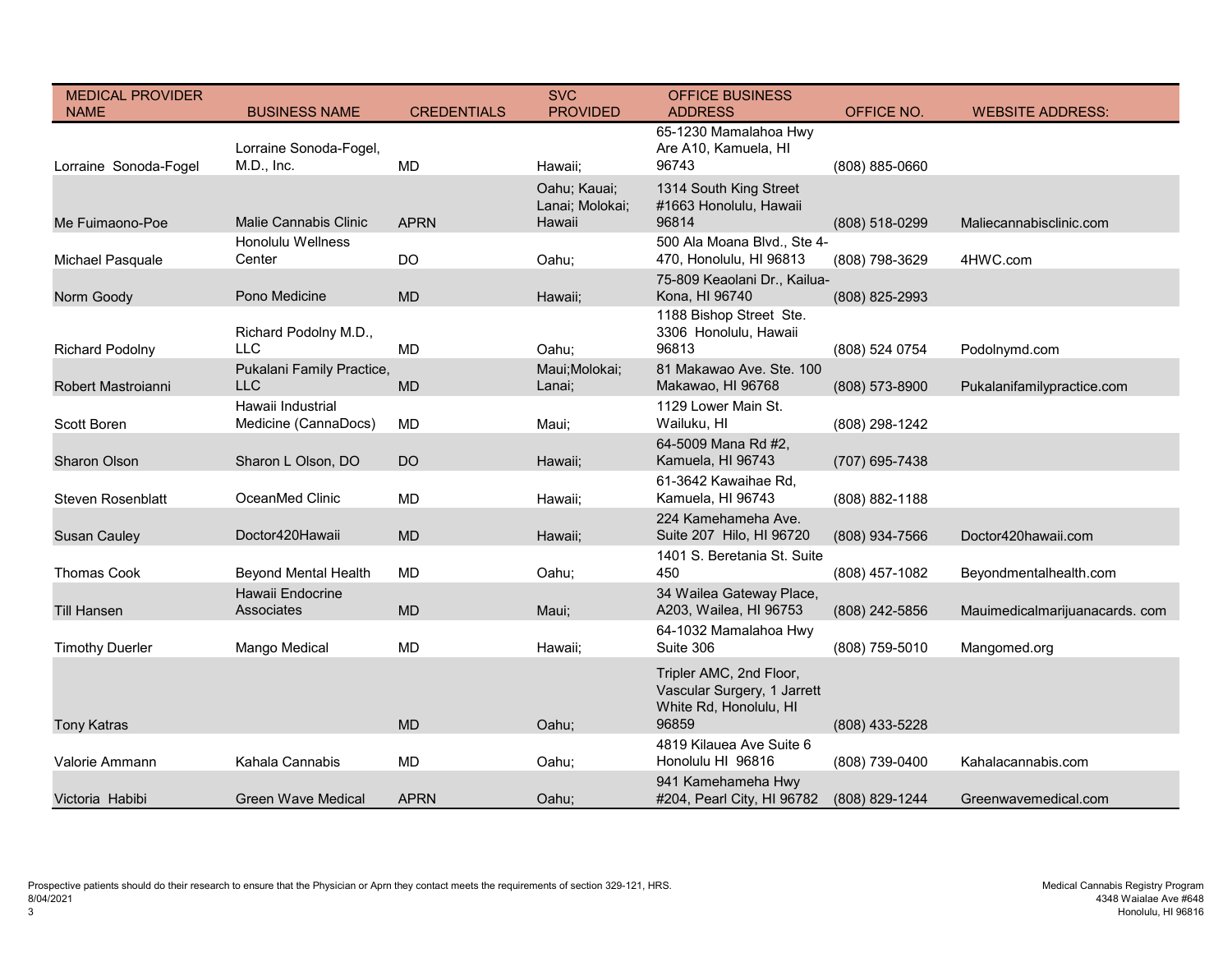| MEDICAL PROVIDER NAME | BUSINESS NAME | CREDENTIALS | SVC PROVIDED | OFFICE BUSINESS ADDRESS | OFFICE NO. | WEBSITE ADDRESS: |
|---|---|---|---|---|---|---|
| Lorraine Sonoda-Fogel | Lorraine Sonoda-Fogel, M.D., Inc. | MD | Hawaii; | 65-1230 Mamalahoa Hwy Are A10, Kamuela, HI 96743 | (808) 885-0660 | |
| Me Fuimaono-Poe | Malie Cannabis Clinic | APRN | Oahu; Kauai; Lanai; Molokai; Hawaii | 1314 South King Street #1663 Honolulu, Hawaii 96814 | (808) 518-0299 | Maliecannabisclinic.com |
| Michael Pasquale | Honolulu Wellness Center | DO | Oahu; | 500 Ala Moana Blvd., Ste 4-470, Honolulu, HI 96813 | (808) 798-3629 | 4HWC.com |
| Norm Goody | Pono Medicine | MD | Hawaii; | 75-809 Keaolani Dr., Kailua-Kona, HI 96740 | (808) 825-2993 | |
| Richard Podolny | Richard Podolny M.D., LLC | MD | Oahu; | 1188 Bishop Street Ste. 3306 Honolulu, Hawaii 96813 | (808) 524 0754 | Podolnymd.com |
| Robert Mastroianni | Pukalani Family Practice, LLC | MD | Maui;Molokai; Lanai; | 81 Makawao Ave. Ste. 100 Makawao, HI 96768 | (808) 573-8900 | Pukalanifamilypractice.com |
| Scott Boren | Hawaii Industrial Medicine (CannaDocs) | MD | Maui; | 1129 Lower Main St. Wailuku, HI | (808) 298-1242 | |
| Sharon Olson | Sharon L Olson, DO | DO | Hawaii; | 64-5009 Mana Rd #2, Kamuela, HI 96743 | (707) 695-7438 | |
| Steven Rosenblatt | OceanMed Clinic | MD | Hawaii; | 61-3642 Kawaihae Rd, Kamuela, HI 96743 | (808) 882-1188 | |
| Susan Cauley | Doctor420Hawaii | MD | Hawaii; | 224 Kamehameha Ave. Suite 207 Hilo, HI 96720 | (808) 934-7566 | Doctor420hawaii.com |
| Thomas Cook | Beyond Mental Health | MD | Oahu; | 1401 S. Beretania St. Suite 450 | (808) 457-1082 | Beyondmentalhealth.com |
| Till Hansen | Hawaii Endocrine Associates | MD | Maui; | 34 Wailea Gateway Place, A203, Wailea, HI 96753 | (808) 242-5856 | Mauimedicalmarijuanacards. com |
| Timothy Duerler | Mango Medical | MD | Hawaii; | 64-1032 Mamalahoa Hwy Suite 306 | (808) 759-5010 | Mangomed.org |
| Tony Katras | | MD | Oahu; | Tripler AMC, 2nd Floor, Vascular Surgery, 1 Jarrett White Rd, Honolulu, HI 96859 | (808) 433-5228 | |
| Valorie Ammann | Kahala Cannabis | MD | Oahu; | 4819 Kilauea Ave Suite 6 Honolulu HI 96816 | (808) 739-0400 | Kahalacannabis.com |
| Victoria Habibi | Green Wave Medical | APRN | Oahu; | 941 Kamehameha Hwy #204, Pearl City, HI 96782 | (808) 829-1244 | Greenwavemedical.com |

Prospective patients should do their research to ensure that the Physician or Aprn they contact meets the requirements of section 329-121, HRS.
8/04/2021

Medical Cannabis Registry Program
4348 Waialae Ave #648
Honolulu, HI 96816